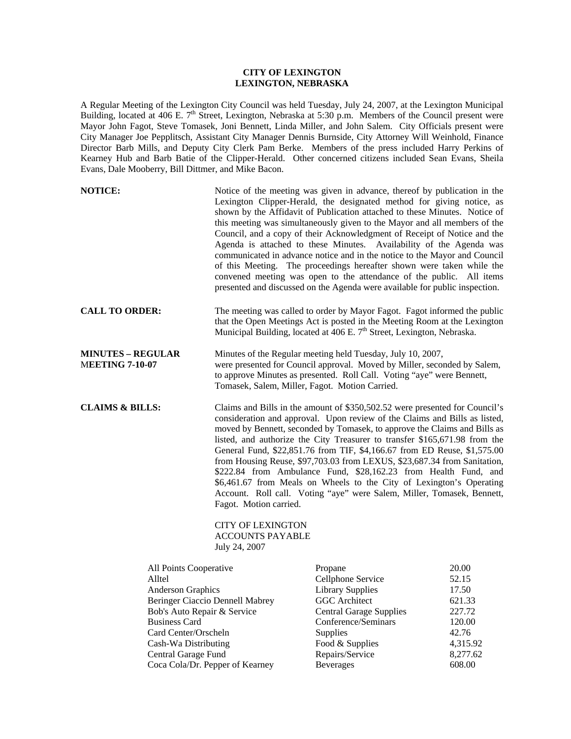**CITY OF LEXINGTON**
**LEXINGTON, NEBRASKA**

A Regular Meeting of the Lexington City Council was held Tuesday, July 24, 2007, at the Lexington Municipal Building, located at 406 E. 7th Street, Lexington, Nebraska at 5:30 p.m. Members of the Council present were Mayor John Fagot, Steve Tomasek, Joni Bennett, Linda Miller, and John Salem. City Officials present were City Manager Joe Pepplitsch, Assistant City Manager Dennis Burnside, City Attorney Will Weinhold, Finance Director Barb Mills, and Deputy City Clerk Pam Berke. Members of the press included Harry Perkins of Kearney Hub and Barb Batie of the Clipper-Herald. Other concerned citizens included Sean Evans, Sheila Evans, Dale Mooberry, Bill Dittmer, and Mike Bacon.

**NOTICE:** Notice of the meeting was given in advance, thereof by publication in the Lexington Clipper-Herald, the designated method for giving notice, as shown by the Affidavit of Publication attached to these Minutes. Notice of this meeting was simultaneously given to the Mayor and all members of the Council, and a copy of their Acknowledgment of Receipt of Notice and the Agenda is attached to these Minutes. Availability of the Agenda was communicated in advance notice and in the notice to the Mayor and Council of this Meeting. The proceedings hereafter shown were taken while the convened meeting was open to the attendance of the public. All items presented and discussed on the Agenda were available for public inspection.

**CALL TO ORDER:** The meeting was called to order by Mayor Fagot. Fagot informed the public that the Open Meetings Act is posted in the Meeting Room at the Lexington Municipal Building, located at 406 E. 7th Street, Lexington, Nebraska.

**MINUTES – REGULAR MEETING 7-10-07** Minutes of the Regular meeting held Tuesday, July 10, 2007, were presented for Council approval. Moved by Miller, seconded by Salem, to approve Minutes as presented. Roll Call. Voting "aye" were Bennett, Tomasek, Salem, Miller, Fagot. Motion Carried.

**CLAIMS & BILLS:** Claims and Bills in the amount of $350,502.52 were presented for Council's consideration and approval. Upon review of the Claims and Bills as listed, moved by Bennett, seconded by Tomasek, to approve the Claims and Bills as listed, and authorize the City Treasurer to transfer $165,671.98 from the General Fund, $22,851.76 from TIF, $4,166.67 from ED Reuse, $1,575.00 from Housing Reuse, $97,703.03 from LEXUS, $23,687.34 from Sanitation, $222.84 from Ambulance Fund, $28,162.23 from Health Fund, and $6,461.67 from Meals on Wheels to the City of Lexington's Operating Account. Roll call. Voting "aye" were Salem, Miller, Tomasek, Bennett, Fagot. Motion carried.

CITY OF LEXINGTON
ACCOUNTS PAYABLE
July 24, 2007

| | | |
|---|---|---|
| All Points Cooperative | Propane | 20.00 |
| Alltel | Cellphone Service | 52.15 |
| Anderson Graphics | Library Supplies | 17.50 |
| Beringer Ciaccio Dennell Mabrey | GGC Architect | 621.33 |
| Bob's Auto Repair & Service | Central Garage Supplies | 227.72 |
| Business Card | Conference/Seminars | 120.00 |
| Card Center/Orscheln | Supplies | 42.76 |
| Cash-Wa Distributing | Food & Supplies | 4,315.92 |
| Central Garage Fund | Repairs/Service | 8,277.62 |
| Coca Cola/Dr. Pepper of Kearney | Beverages | 608.00 |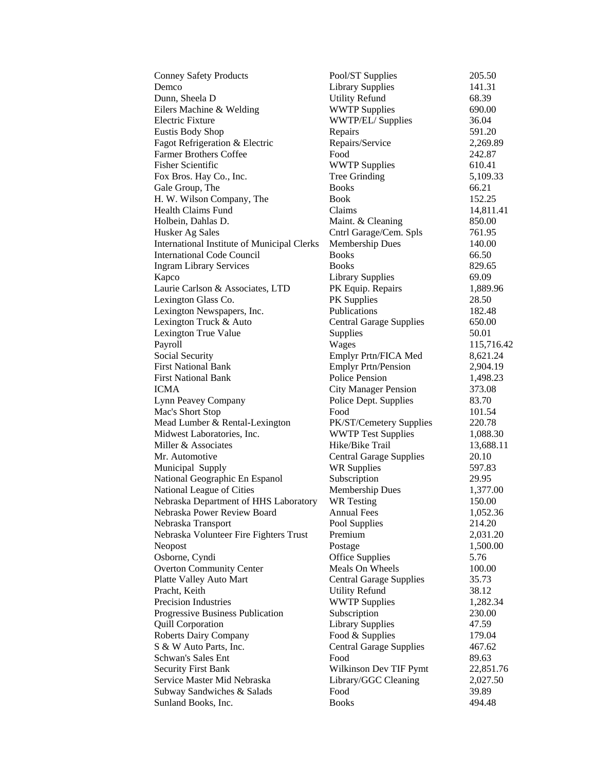| | | |
|---|---|---|
| Conney Safety Products | Pool/ST Supplies | 205.50 |
| Demco | Library Supplies | 141.31 |
| Dunn, Sheela D | Utility Refund | 68.39 |
| Eilers Machine & Welding | WWTP Supplies | 690.00 |
| Electric Fixture | WWTP/EL/ Supplies | 36.04 |
| Eustis Body Shop | Repairs | 591.20 |
| Fagot Refrigeration & Electric | Repairs/Service | 2,269.89 |
| Farmer Brothers Coffee | Food | 242.87 |
| Fisher Scientific | WWTP Supplies | 610.41 |
| Fox Bros. Hay Co., Inc. | Tree Grinding | 5,109.33 |
| Gale Group, The | Books | 66.21 |
| H. W. Wilson Company, The | Book | 152.25 |
| Health Claims Fund | Claims | 14,811.41 |
| Holbein, Dahlas D. | Maint. & Cleaning | 850.00 |
| Husker Ag Sales | Cntrl Garage/Cem. Spls | 761.95 |
| International Institute of Municipal Clerks | Membership Dues | 140.00 |
| International Code Council | Books | 66.50 |
| Ingram Library Services | Books | 829.65 |
| Kapco | Library Supplies | 69.09 |
| Laurie Carlson & Associates, LTD | PK Equip. Repairs | 1,889.96 |
| Lexington Glass Co. | PK Supplies | 28.50 |
| Lexington Newspapers, Inc. | Publications | 182.48 |
| Lexington Truck & Auto | Central Garage Supplies | 650.00 |
| Lexington True Value | Supplies | 50.01 |
| Payroll | Wages | 115,716.42 |
| Social Security | Emplyr Prtn/FICA Med | 8,621.24 |
| First National Bank | Emplyr Prtn/Pension | 2,904.19 |
| First National Bank | Police Pension | 1,498.23 |
| ICMA | City Manager Pension | 373.08 |
| Lynn Peavey Company | Police Dept. Supplies | 83.70 |
| Mac's Short Stop | Food | 101.54 |
| Mead Lumber & Rental-Lexington | PK/ST/Cemetery Supplies | 220.78 |
| Midwest Laboratories, Inc. | WWTP Test Supplies | 1,088.30 |
| Miller & Associates | Hike/Bike Trail | 13,688.11 |
| Mr. Automotive | Central Garage Supplies | 20.10 |
| Municipal Supply | WR Supplies | 597.83 |
| National Geographic En Espanol | Subscription | 29.95 |
| National League of Cities | Membership Dues | 1,377.00 |
| Nebraska Department of HHS Laboratory | WR Testing | 150.00 |
| Nebraska Power Review Board | Annual Fees | 1,052.36 |
| Nebraska Transport | Pool Supplies | 214.20 |
| Nebraska Volunteer Fire Fighters Trust | Premium | 2,031.20 |
| Neopost | Postage | 1,500.00 |
| Osborne, Cyndi | Office Supplies | 5.76 |
| Overton Community Center | Meals On Wheels | 100.00 |
| Platte Valley Auto Mart | Central Garage Supplies | 35.73 |
| Pracht, Keith | Utility Refund | 38.12 |
| Precision Industries | WWTP Supplies | 1,282.34 |
| Progressive Business Publication | Subscription | 230.00 |
| Quill Corporation | Library Supplies | 47.59 |
| Roberts Dairy Company | Food & Supplies | 179.04 |
| S & W Auto Parts, Inc. | Central Garage Supplies | 467.62 |
| Schwan's Sales Ent | Food | 89.63 |
| Security First Bank | Wilkinson Dev TIF Pymt | 22,851.76 |
| Service Master Mid Nebraska | Library/GGC Cleaning | 2,027.50 |
| Subway Sandwiches & Salads | Food | 39.89 |
| Sunland Books, Inc. | Books | 494.48 |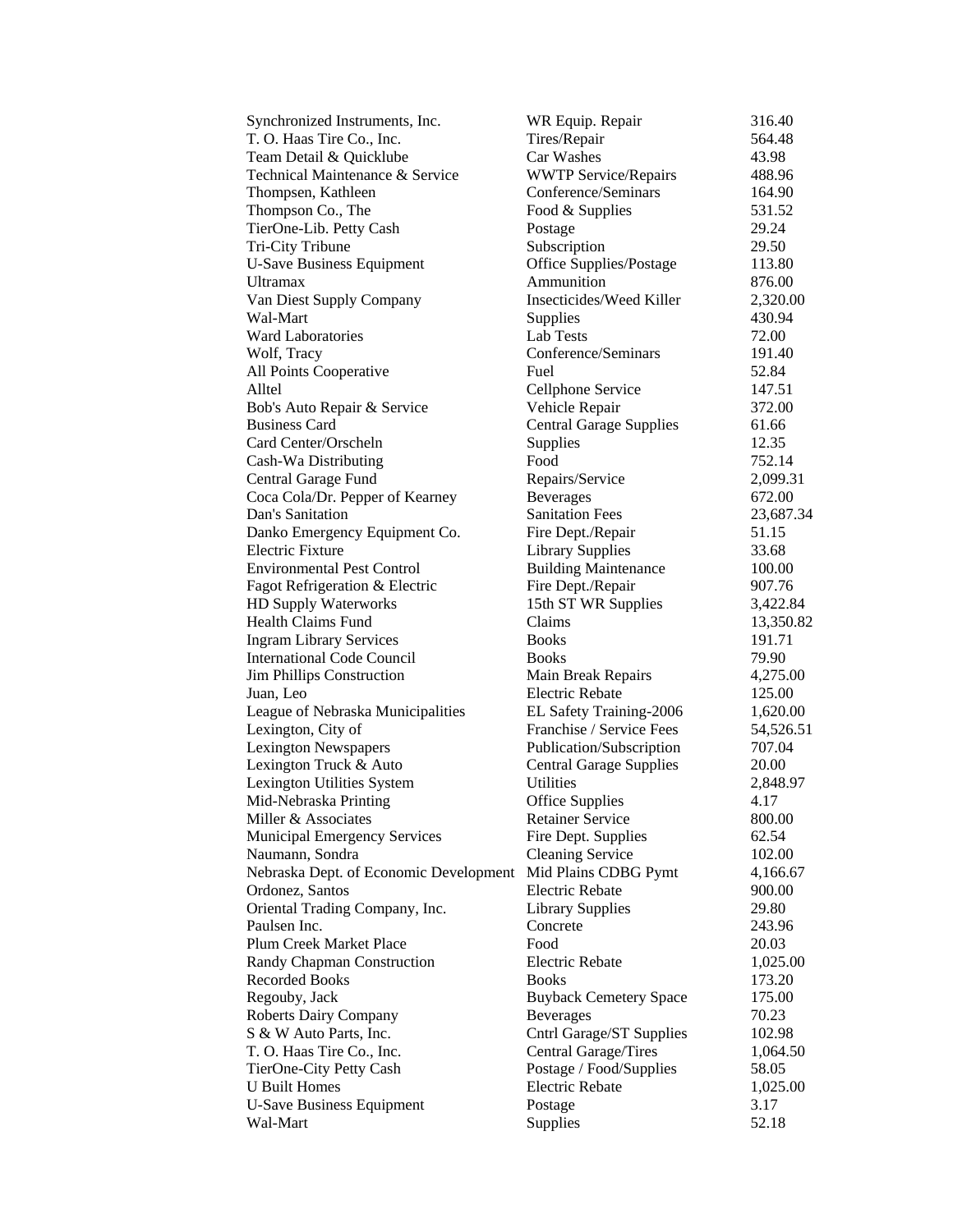| | | |
|---|---|---|
| Synchronized Instruments, Inc. | WR Equip. Repair | 316.40 |
| T. O. Haas Tire Co., Inc. | Tires/Repair | 564.48 |
| Team Detail & Quicklube | Car Washes | 43.98 |
| Technical Maintenance & Service | WWTP Service/Repairs | 488.96 |
| Thompsen, Kathleen | Conference/Seminars | 164.90 |
| Thompson Co., The | Food & Supplies | 531.52 |
| TierOne-Lib. Petty Cash | Postage | 29.24 |
| Tri-City Tribune | Subscription | 29.50 |
| U-Save Business Equipment | Office Supplies/Postage | 113.80 |
| Ultramax | Ammunition | 876.00 |
| Van Diest Supply Company | Insecticides/Weed Killer | 2,320.00 |
| Wal-Mart | Supplies | 430.94 |
| Ward Laboratories | Lab Tests | 72.00 |
| Wolf, Tracy | Conference/Seminars | 191.40 |
| All Points Cooperative | Fuel | 52.84 |
| Alltel | Cellphone Service | 147.51 |
| Bob's Auto Repair & Service | Vehicle Repair | 372.00 |
| Business Card | Central Garage Supplies | 61.66 |
| Card Center/Orscheln | Supplies | 12.35 |
| Cash-Wa Distributing | Food | 752.14 |
| Central Garage Fund | Repairs/Service | 2,099.31 |
| Coca Cola/Dr. Pepper of Kearney | Beverages | 672.00 |
| Dan's Sanitation | Sanitation Fees | 23,687.34 |
| Danko Emergency Equipment Co. | Fire Dept./Repair | 51.15 |
| Electric Fixture | Library Supplies | 33.68 |
| Environmental Pest Control | Building Maintenance | 100.00 |
| Fagot Refrigeration & Electric | Fire Dept./Repair | 907.76 |
| HD Supply Waterworks | 15th ST WR Supplies | 3,422.84 |
| Health Claims Fund | Claims | 13,350.82 |
| Ingram Library Services | Books | 191.71 |
| International Code Council | Books | 79.90 |
| Jim Phillips Construction | Main Break Repairs | 4,275.00 |
| Juan, Leo | Electric Rebate | 125.00 |
| League of Nebraska Municipalities | EL Safety Training-2006 | 1,620.00 |
| Lexington, City of | Franchise / Service Fees | 54,526.51 |
| Lexington Newspapers | Publication/Subscription | 707.04 |
| Lexington Truck & Auto | Central Garage Supplies | 20.00 |
| Lexington Utilities System | Utilities | 2,848.97 |
| Mid-Nebraska Printing | Office Supplies | 4.17 |
| Miller & Associates | Retainer Service | 800.00 |
| Municipal Emergency Services | Fire Dept. Supplies | 62.54 |
| Naumann, Sondra | Cleaning Service | 102.00 |
| Nebraska Dept. of Economic Development | Mid Plains CDBG Pymt | 4,166.67 |
| Ordonez, Santos | Electric Rebate | 900.00 |
| Oriental Trading Company, Inc. | Library Supplies | 29.80 |
| Paulsen Inc. | Concrete | 243.96 |
| Plum Creek Market Place | Food | 20.03 |
| Randy Chapman Construction | Electric Rebate | 1,025.00 |
| Recorded Books | Books | 173.20 |
| Regouby, Jack | Buyback Cemetery Space | 175.00 |
| Roberts Dairy Company | Beverages | 70.23 |
| S & W Auto Parts, Inc. | Cntrl Garage/ST Supplies | 102.98 |
| T. O. Haas Tire Co., Inc. | Central Garage/Tires | 1,064.50 |
| TierOne-City Petty Cash | Postage / Food/Supplies | 58.05 |
| U Built Homes | Electric Rebate | 1,025.00 |
| U-Save Business Equipment | Postage | 3.17 |
| Wal-Mart | Supplies | 52.18 |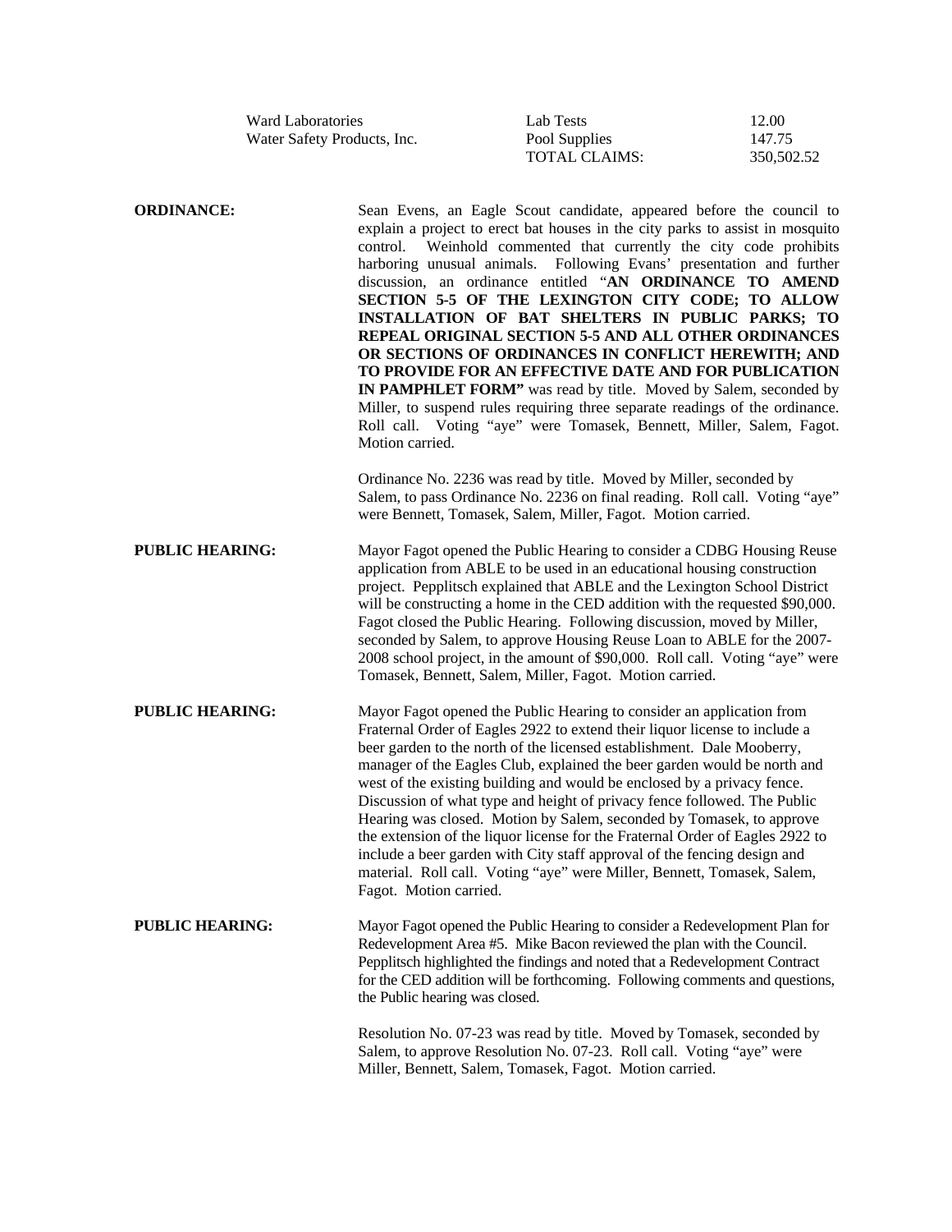| | | |
|---|---|---|
| Ward Laboratories | Lab Tests | 12.00 |
| Water Safety Products, Inc. | Pool Supplies | 147.75 |
| | TOTAL CLAIMS: | 350,502.52 |

**ORDINANCE:** Sean Evens, an Eagle Scout candidate, appeared before the council to explain a project to erect bat houses in the city parks to assist in mosquito control. Weinhold commented that currently the city code prohibits harboring unusual animals. Following Evans' presentation and further discussion, an ordinance entitled "**AN ORDINANCE TO AMEND SECTION 5-5 OF THE LEXINGTON CITY CODE; TO ALLOW INSTALLATION OF BAT SHELTERS IN PUBLIC PARKS; TO REPEAL ORIGINAL SECTION 5-5 AND ALL OTHER ORDINANCES OR SECTIONS OF ORDINANCES IN CONFLICT HEREWITH; AND TO PROVIDE FOR AN EFFECTIVE DATE AND FOR PUBLICATION IN PAMPHLET FORM"** was read by title. Moved by Salem, seconded by Miller, to suspend rules requiring three separate readings of the ordinance. Roll call. Voting "aye" were Tomasek, Bennett, Miller, Salem, Fagot. Motion carried.

Ordinance No. 2236 was read by title. Moved by Miller, seconded by Salem, to pass Ordinance No. 2236 on final reading. Roll call. Voting "aye" were Bennett, Tomasek, Salem, Miller, Fagot. Motion carried.

**PUBLIC HEARING:** Mayor Fagot opened the Public Hearing to consider a CDBG Housing Reuse application from ABLE to be used in an educational housing construction project. Pepplitsch explained that ABLE and the Lexington School District will be constructing a home in the CED addition with the requested $90,000. Fagot closed the Public Hearing. Following discussion, moved by Miller, seconded by Salem, to approve Housing Reuse Loan to ABLE for the 2007-2008 school project, in the amount of $90,000. Roll call. Voting "aye" were Tomasek, Bennett, Salem, Miller, Fagot. Motion carried.

**PUBLIC HEARING:** Mayor Fagot opened the Public Hearing to consider an application from Fraternal Order of Eagles 2922 to extend their liquor license to include a beer garden to the north of the licensed establishment. Dale Mooberry, manager of the Eagles Club, explained the beer garden would be north and west of the existing building and would be enclosed by a privacy fence. Discussion of what type and height of privacy fence followed. The Public Hearing was closed. Motion by Salem, seconded by Tomasek, to approve the extension of the liquor license for the Fraternal Order of Eagles 2922 to include a beer garden with City staff approval of the fencing design and material. Roll call. Voting "aye" were Miller, Bennett, Tomasek, Salem, Fagot. Motion carried.

**PUBLIC HEARING:** Mayor Fagot opened the Public Hearing to consider a Redevelopment Plan for Redevelopment Area #5. Mike Bacon reviewed the plan with the Council. Pepplitsch highlighted the findings and noted that a Redevelopment Contract for the CED addition will be forthcoming. Following comments and questions, the Public hearing was closed.

Resolution No. 07-23 was read by title. Moved by Tomasek, seconded by Salem, to approve Resolution No. 07-23. Roll call. Voting "aye" were Miller, Bennett, Salem, Tomasek, Fagot. Motion carried.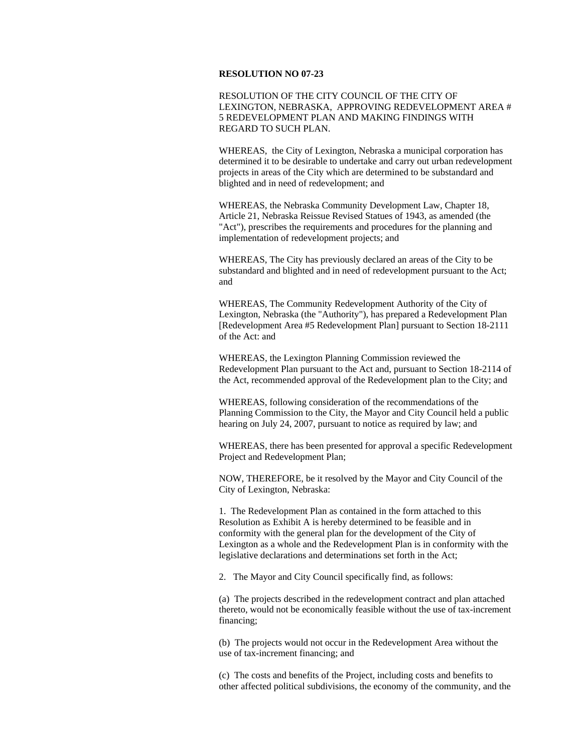**RESOLUTION NO 07-23**

RESOLUTION OF THE CITY COUNCIL OF THE CITY OF LEXINGTON, NEBRASKA, APPROVING REDEVELOPMENT AREA # 5 REDEVELOPMENT PLAN AND MAKING FINDINGS WITH REGARD TO SUCH PLAN.

WHEREAS, the City of Lexington, Nebraska a municipal corporation has determined it to be desirable to undertake and carry out urban redevelopment projects in areas of the City which are determined to be substandard and blighted and in need of redevelopment; and

WHEREAS, the Nebraska Community Development Law, Chapter 18, Article 21, Nebraska Reissue Revised Statues of 1943, as amended (the "Act"), prescribes the requirements and procedures for the planning and implementation of redevelopment projects; and

WHEREAS, The City has previously declared an areas of the City to be substandard and blighted and in need of redevelopment pursuant to the Act; and

WHEREAS, The Community Redevelopment Authority of the City of Lexington, Nebraska (the "Authority"), has prepared a Redevelopment Plan [Redevelopment Area #5 Redevelopment Plan] pursuant to Section 18-2111 of the Act: and

WHEREAS, the Lexington Planning Commission reviewed the Redevelopment Plan pursuant to the Act and, pursuant to Section 18-2114 of the Act, recommended approval of the Redevelopment plan to the City; and

WHEREAS, following consideration of the recommendations of the Planning Commission to the City, the Mayor and City Council held a public hearing on July 24, 2007, pursuant to notice as required by law; and

WHEREAS, there has been presented for approval a specific Redevelopment Project and Redevelopment Plan;

NOW, THEREFORE, be it resolved by the Mayor and City Council of the City of Lexington, Nebraska:

1. The Redevelopment Plan as contained in the form attached to this Resolution as Exhibit A is hereby determined to be feasible and in conformity with the general plan for the development of the City of Lexington as a whole and the Redevelopment Plan is in conformity with the legislative declarations and determinations set forth in the Act;

2. The Mayor and City Council specifically find, as follows:

(a) The projects described in the redevelopment contract and plan attached thereto, would not be economically feasible without the use of tax-increment financing;

(b) The projects would not occur in the Redevelopment Area without the use of tax-increment financing; and

(c) The costs and benefits of the Project, including costs and benefits to other affected political subdivisions, the economy of the community, and the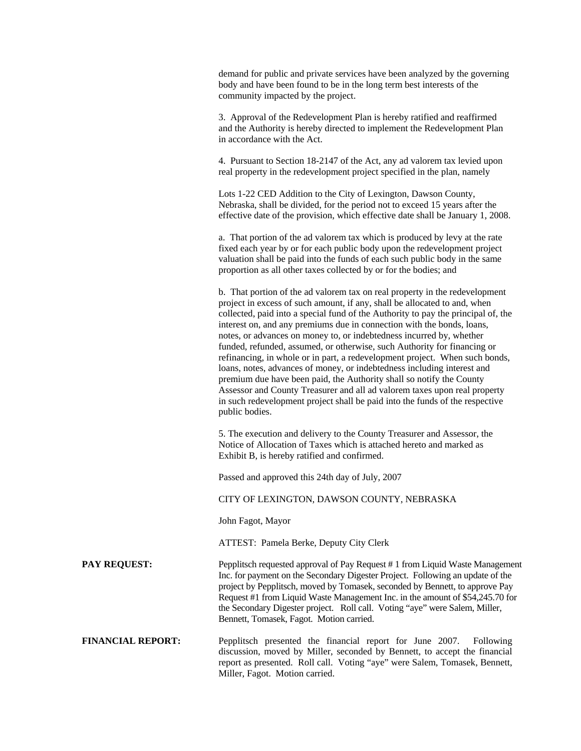demand for public and private services have been analyzed by the governing body and have been found to be in the long term best interests of the community impacted by the project.

3. Approval of the Redevelopment Plan is hereby ratified and reaffirmed and the Authority is hereby directed to implement the Redevelopment Plan in accordance with the Act.

4. Pursuant to Section 18-2147 of the Act, any ad valorem tax levied upon real property in the redevelopment project specified in the plan, namely

Lots 1-22 CED Addition to the City of Lexington, Dawson County, Nebraska, shall be divided, for the period not to exceed 15 years after the effective date of the provision, which effective date shall be January 1, 2008.

a. That portion of the ad valorem tax which is produced by levy at the rate fixed each year by or for each public body upon the redevelopment project valuation shall be paid into the funds of each such public body in the same proportion as all other taxes collected by or for the bodies; and

b. That portion of the ad valorem tax on real property in the redevelopment project in excess of such amount, if any, shall be allocated to and, when collected, paid into a special fund of the Authority to pay the principal of, the interest on, and any premiums due in connection with the bonds, loans, notes, or advances on money to, or indebtedness incurred by, whether funded, refunded, assumed, or otherwise, such Authority for financing or refinancing, in whole or in part, a redevelopment project. When such bonds, loans, notes, advances of money, or indebtedness including interest and premium due have been paid, the Authority shall so notify the County Assessor and County Treasurer and all ad valorem taxes upon real property in such redevelopment project shall be paid into the funds of the respective public bodies.

5. The execution and delivery to the County Treasurer and Assessor, the Notice of Allocation of Taxes which is attached hereto and marked as Exhibit B, is hereby ratified and confirmed.

Passed and approved this 24th day of July, 2007

CITY OF LEXINGTON, DAWSON COUNTY, NEBRASKA

John Fagot, Mayor

ATTEST: Pamela Berke, Deputy City Clerk

**PAY REQUEST:** Pepplitsch requested approval of Pay Request # 1 from Liquid Waste Management Inc. for payment on the Secondary Digester Project. Following an update of the project by Pepplitsch, moved by Tomasek, seconded by Bennett, to approve Pay Request #1 from Liquid Waste Management Inc. in the amount of $54,245.70 for the Secondary Digester project. Roll call. Voting "aye" were Salem, Miller, Bennett, Tomasek, Fagot. Motion carried.

**FINANCIAL REPORT:** Pepplitsch presented the financial report for June 2007. Following discussion, moved by Miller, seconded by Bennett, to accept the financial report as presented. Roll call. Voting "aye" were Salem, Tomasek, Bennett, Miller, Fagot. Motion carried.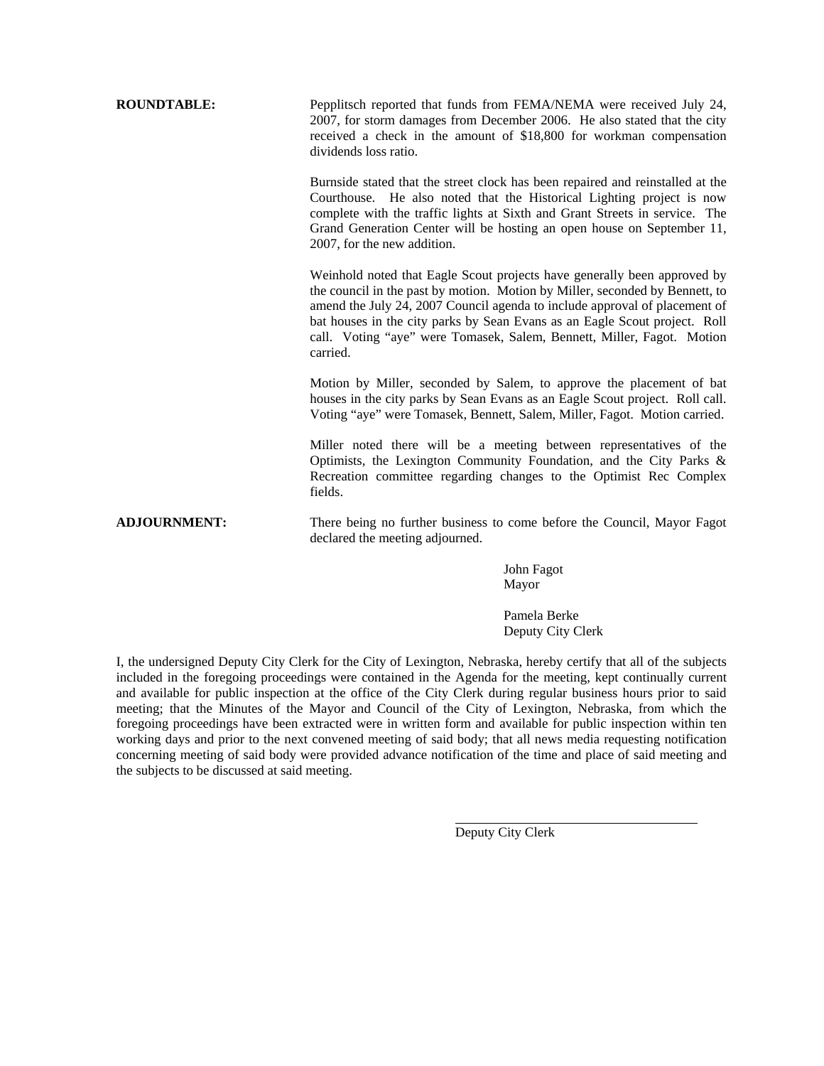**ROUNDTABLE:** Pepplitsch reported that funds from FEMA/NEMA were received July 24, 2007, for storm damages from December 2006. He also stated that the city received a check in the amount of $18,800 for workman compensation dividends loss ratio.

Burnside stated that the street clock has been repaired and reinstalled at the Courthouse. He also noted that the Historical Lighting project is now complete with the traffic lights at Sixth and Grant Streets in service. The Grand Generation Center will be hosting an open house on September 11, 2007, for the new addition.

Weinhold noted that Eagle Scout projects have generally been approved by the council in the past by motion. Motion by Miller, seconded by Bennett, to amend the July 24, 2007 Council agenda to include approval of placement of bat houses in the city parks by Sean Evans as an Eagle Scout project. Roll call. Voting "aye" were Tomasek, Salem, Bennett, Miller, Fagot. Motion carried.

Motion by Miller, seconded by Salem, to approve the placement of bat houses in the city parks by Sean Evans as an Eagle Scout project. Roll call. Voting "aye" were Tomasek, Bennett, Salem, Miller, Fagot. Motion carried.

Miller noted there will be a meeting between representatives of the Optimists, the Lexington Community Foundation, and the City Parks & Recreation committee regarding changes to the Optimist Rec Complex fields.

**ADJOURNMENT:** There being no further business to come before the Council, Mayor Fagot declared the meeting adjourned.

John Fagot
Mayor

Pamela Berke
Deputy City Clerk

I, the undersigned Deputy City Clerk for the City of Lexington, Nebraska, hereby certify that all of the subjects included in the foregoing proceedings were contained in the Agenda for the meeting, kept continually current and available for public inspection at the office of the City Clerk during regular business hours prior to said meeting; that the Minutes of the Mayor and Council of the City of Lexington, Nebraska, from which the foregoing proceedings have been extracted were in written form and available for public inspection within ten working days and prior to the next convened meeting of said body; that all news media requesting notification concerning meeting of said body were provided advance notification of the time and place of said meeting and the subjects to be discussed at said meeting.

\_\_\_\_\_\_\_\_\_\_\_\_\_\_\_\_\_\_\_\_\_\_\_\_\_\_\_\_\_\_\_\_\_\_\_\_

Deputy City Clerk